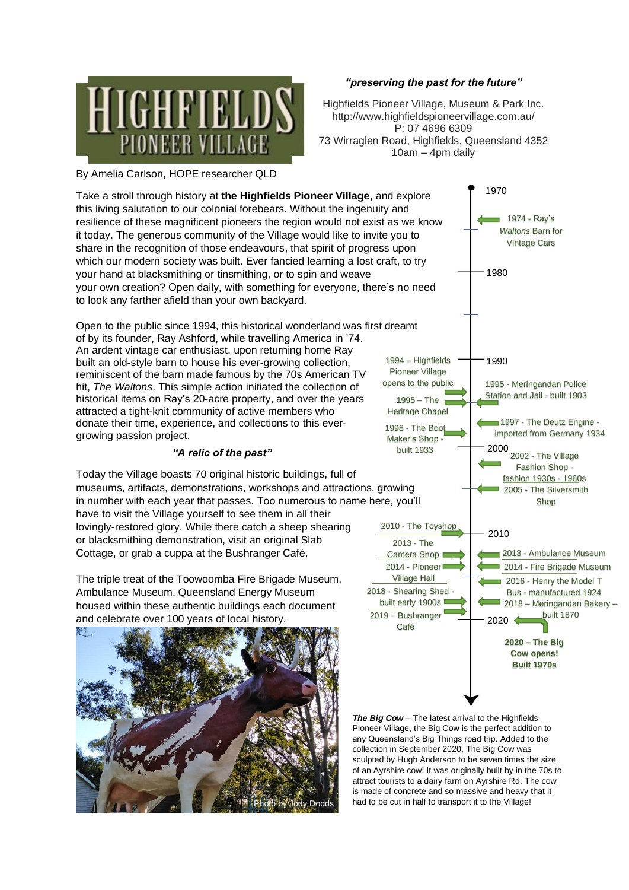# HIGHFIELDS PIONEER VILLAGE

***"preserving the past for the future"***

Highfields Pioneer Village, Museum & Park Inc.
http://www.highfieldspioneervillage.com.au/
P: 07 4696 6309
73 Wirraglen Road, Highfields, Queensland 4352
10am – 4pm daily

By Amelia Carlson, HOPE researcher QLD

Take a stroll through history at **the Highfields Pioneer Village**, and explore this living salutation to our colonial forebears. Without the ingenuity and resilience of these magnificent pioneers the region would not exist as we know it today. The generous community of the Village would like to invite you to share in the recognition of those endeavours, that spirit of progress upon which our modern society was built. Ever fancied learning a lost craft, to try your hand at blacksmithing or tinsmithing, or to spin and weave your own creation? Open daily, with something for everyone, there's no need to look any farther afield than your own backyard.

Open to the public since 1994, this historical wonderland was first dreamt of by its founder, Ray Ashford, while travelling America in '74. An ardent vintage car enthusiast, upon returning home Ray built an old-style barn to house his ever-growing collection, reminiscent of the barn made famous by the 70s American TV hit, *The Waltons*. This simple action initiated the collection of historical items on Ray's 20-acre property, and over the years attracted a tight-knit community of active members who donate their time, experience, and collections to this ever-growing passion project.

***"A relic of the past"***

Today the Village boasts 70 original historic buildings, full of museums, artifacts, demonstrations, workshops and attractions, growing in number with each year that passes. Too numerous to name here, you'll have to visit the Village yourself to see them in all their lovingly-restored glory. While there catch a sheep shearing or blacksmithing demonstration, visit an original Slab Cottage, or grab a cuppa at the Bushranger Café.

The triple treat of the Toowoomba Fire Brigade Museum, Ambulance Museum, Queensland Energy Museum housed within these authentic buildings each document and celebrate over 100 years of local history.

Photo by Jody Dodds

**Timeline**

- 1970
- 1974 - Ray's *Waltons* Barn for Vintage Cars
- 1980
- 1990
- 1994 – Highfields Pioneer Village opens to the public
- 1995 - Meringandan Police Station and Jail - built 1903
- 1995 – The Heritage Chapel
- 1997 - The Deutz Engine - imported from Germany 1934
- 1998 - The Boot Maker's Shop - built 1933
- 2000
- 2002 - The Village Fashion Shop - fashion 1930s - 1960s
- 2005 - The Silversmith Shop
- 2010
- 2010 - The Toyshop
- 2013 - The Camera Shop
- 2013 - Ambulance Museum
- 2014 - Pioneer Village Hall
- 2014 - Fire Brigade Museum
- 2016 - Henry the Model T Bus - manufactured 1924
- 2018 - Shearing Shed - built early 1900s
- 2018 – Meringandan Bakery – built 1870
- 2019 – Bushranger Café
- 2020
- **2020 – The Big Cow opens! Built 1970s**

***The Big Cow*** – The latest arrival to the Highfields Pioneer Village, the Big Cow is the perfect addition to any Queensland's Big Things road trip. Added to the collection in September 2020, The Big Cow was sculpted by Hugh Anderson to be seven times the size of an Ayrshire cow! It was originally built by in the 70s to attract tourists to a dairy farm on Ayrshire Rd. The cow is made of concrete and so massive and heavy that it had to be cut in half to transport it to the Village!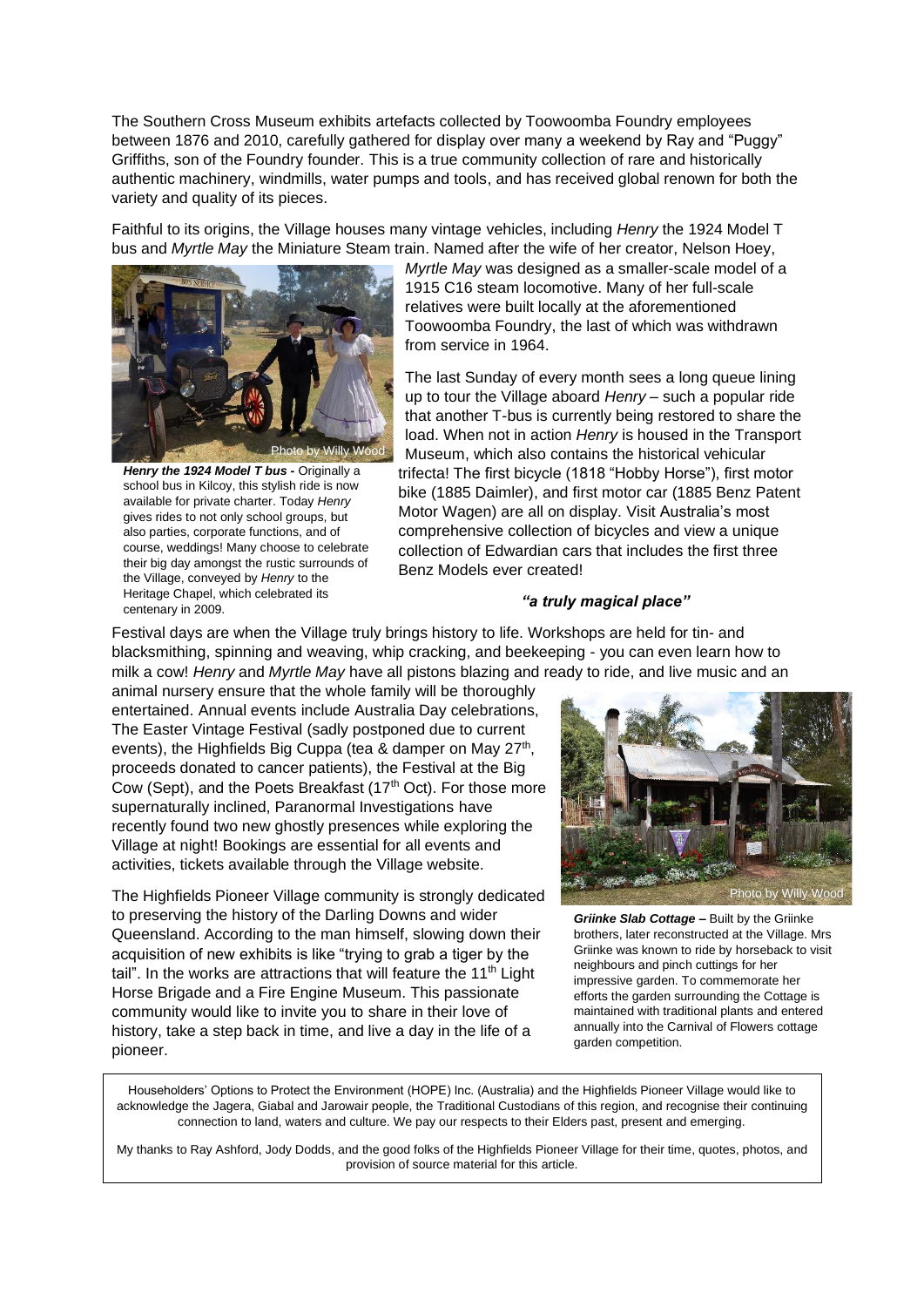The Southern Cross Museum exhibits artefacts collected by Toowoomba Foundry employees between 1876 and 2010, carefully gathered for display over many a weekend by Ray and "Puggy" Griffiths, son of the Foundry founder. This is a true community collection of rare and historically authentic machinery, windmills, water pumps and tools, and has received global renown for both the variety and quality of its pieces.

Faithful to its origins, the Village houses many vintage vehicles, including *Henry* the 1924 Model T bus and *Myrtle May* the Miniature Steam train. Named after the wife of her creator, Nelson Hoey, *Myrtle May* was designed as a smaller-scale model of a 1915 C16 steam locomotive. Many of her full-scale relatives were built locally at the aforementioned Toowoomba Foundry, the last of which was withdrawn from service in 1964.

Photo by Willy Wood

***Henry the 1924 Model T bus -*** Originally a school bus in Kilcoy, this stylish ride is now available for private charter. Today *Henry* gives rides to not only school groups, but also parties, corporate functions, and of course, weddings! Many choose to celebrate their big day amongst the rustic surrounds of the Village, conveyed by *Henry* to the Heritage Chapel, which celebrated its centenary in 2009.

The last Sunday of every month sees a long queue lining up to tour the Village aboard *Henry* – such a popular ride that another T-bus is currently being restored to share the load. When not in action *Henry* is housed in the Transport Museum, which also contains the historical vehicular trifecta! The first bicycle (1818 "Hobby Horse"), first motor bike (1885 Daimler), and first motor car (1885 Benz Patent Motor Wagen) are all on display. Visit Australia's most comprehensive collection of bicycles and view a unique collection of Edwardian cars that includes the first three Benz Models ever created!

***"a truly magical place"***

Festival days are when the Village truly brings history to life. Workshops are held for tin- and blacksmithing, spinning and weaving, whip cracking, and beekeeping - you can even learn how to milk a cow! *Henry* and *Myrtle May* have all pistons blazing and ready to ride, and live music and an animal nursery ensure that the whole family will be thoroughly entertained. Annual events include Australia Day celebrations, The Easter Vintage Festival (sadly postponed due to current events), the Highfields Big Cuppa (tea & damper on May 27th, proceeds donated to cancer patients), the Festival at the Big Cow (Sept), and the Poets Breakfast (17th Oct). For those more supernaturally inclined, Paranormal Investigations have recently found two new ghostly presences while exploring the Village at night! Bookings are essential for all events and activities, tickets available through the Village website.

The Highfields Pioneer Village community is strongly dedicated to preserving the history of the Darling Downs and wider Queensland. According to the man himself, slowing down their acquisition of new exhibits is like "trying to grab a tiger by the tail". In the works are attractions that will feature the 11th Light Horse Brigade and a Fire Engine Museum. This passionate community would like to invite you to share in their love of history, take a step back in time, and live a day in the life of a pioneer.

Photo by Willy Wood

***Griinke Slab Cottage –*** Built by the Griinke brothers, later reconstructed at the Village. Mrs Griinke was known to ride by horseback to visit neighbours and pinch cuttings for her impressive garden. To commemorate her efforts the garden surrounding the Cottage is maintained with traditional plants and entered annually into the Carnival of Flowers cottage garden competition.

Householders' Options to Protect the Environment (HOPE) Inc. (Australia) and the Highfields Pioneer Village would like to acknowledge the Jagera, Giabal and Jarowair people, the Traditional Custodians of this region, and recognise their continuing connection to land, waters and culture. We pay our respects to their Elders past, present and emerging.

My thanks to Ray Ashford, Jody Dodds, and the good folks of the Highfields Pioneer Village for their time, quotes, photos, and provision of source material for this article.